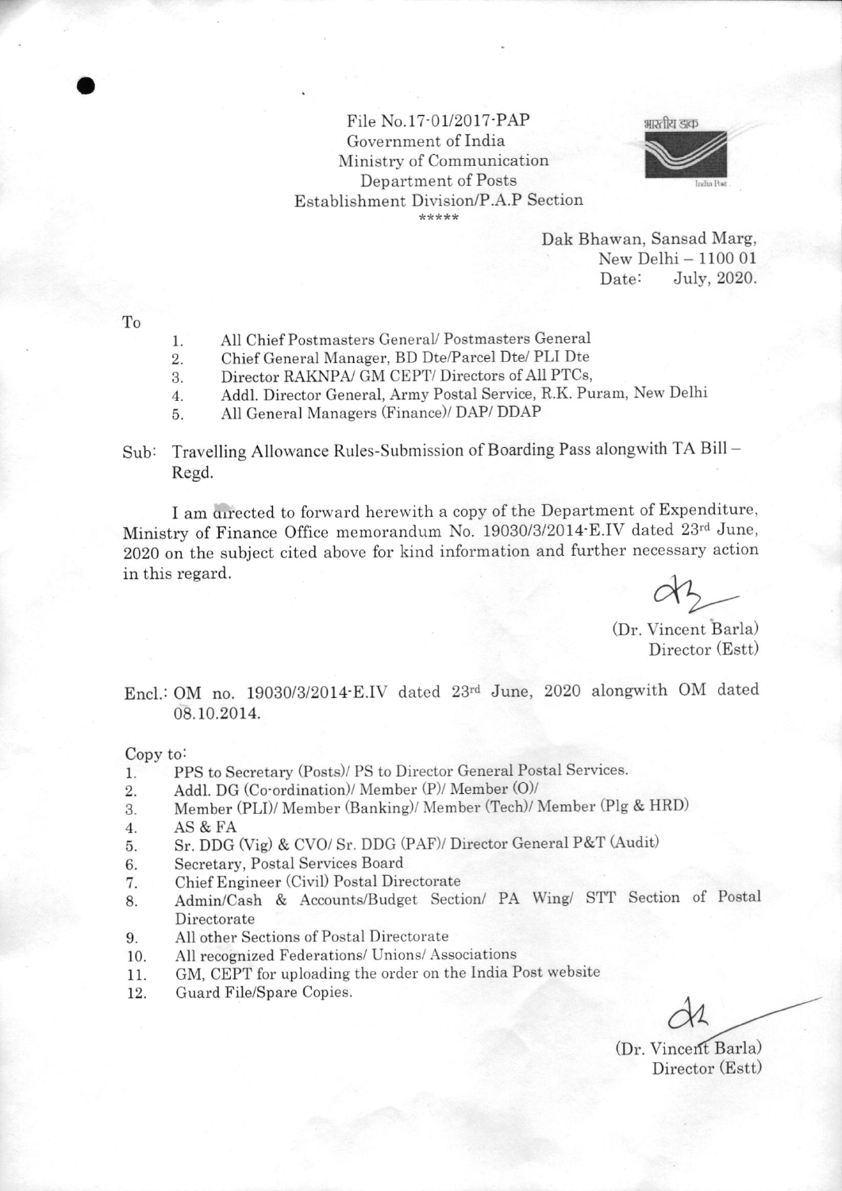File No.17-01/2017-PAP
Government of India
Ministry of Communication
Department of Posts
Establishment Division/P.A.P Section
\*\*\*\*\*

Dak Bhawan, Sansad Marg,
New Delhi – 1100 01
Date: July, 2020.

To

1. All Chief Postmasters General/ Postmasters General
2. Chief General Manager, BD Dte/Parcel Dte/ PLI Dte
3. Director RAKNPA/ GM CEPT/ Directors of All PTCs,
4. Addl. Director General, Army Postal Service, R.K. Puram, New Delhi
5. All General Managers (Finance)/ DAP/ DDAP

Sub: Travelling Allowance Rules-Submission of Boarding Pass alongwith TA Bill – Regd.

I am directed to forward herewith a copy of the Department of Expenditure, Ministry of Finance Office memorandum No. 19030/3/2014-E.IV dated 23rd June, 2020 on the subject cited above for kind information and further necessary action in this regard.

(Dr. Vincent Barla)
Director (Estt)

Encl.: OM no. 19030/3/2014-E.IV dated 23rd June, 2020 alongwith OM dated 08.10.2014.

Copy to:

1. PPS to Secretary (Posts)/ PS to Director General Postal Services.
2. Addl. DG (Co-ordination)/ Member (P)/ Member (O)/
3. Member (PLI)/ Member (Banking)/ Member (Tech)/ Member (Plg & HRD)
4. AS & FA
5. Sr. DDG (Vig) & CVO/ Sr. DDG (PAF)/ Director General P&T (Audit)
6. Secretary, Postal Services Board
7. Chief Engineer (Civil) Postal Directorate
8. Admin/Cash & Accounts/Budget Section/ PA Wing/ STT Section of Postal Directorate
9. All other Sections of Postal Directorate
10. All recognized Federations/ Unions/ Associations
11. GM, CEPT for uploading the order on the India Post website
12. Guard File/Spare Copies.

(Dr. Vincent Barla)
Director (Estt)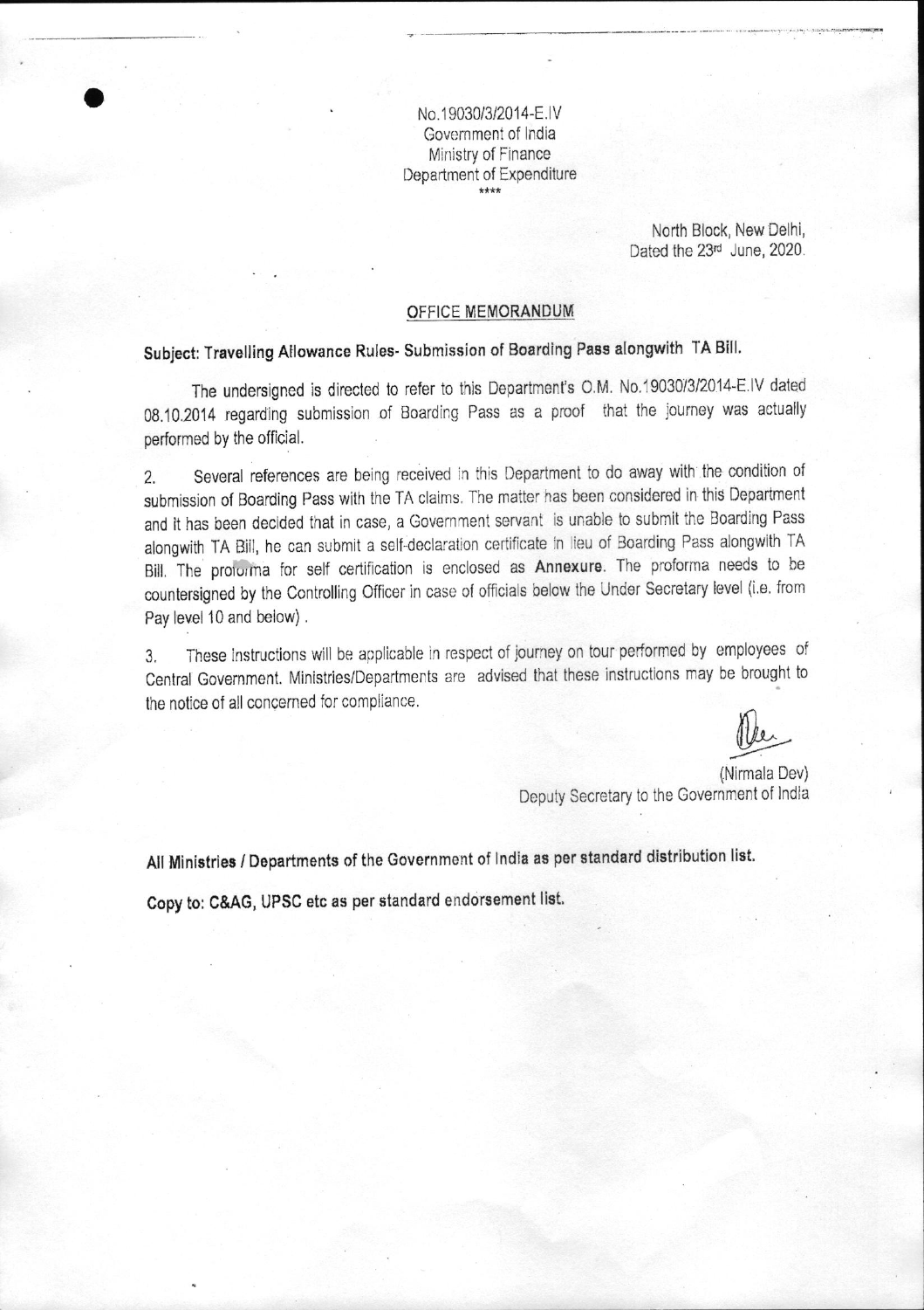No.19030/3/2014-E.IV
Government of India
Ministry of Finance
Department of Expenditure
\*\*\*\*

North Block, New Delhi,
Dated the 23rd June, 2020.

OFFICE MEMORANDUM

**Subject: Travelling Allowance Rules- Submission of Boarding Pass alongwith TA Bill.**

The undersigned is directed to refer to this Department's O.M. No.19030/3/2014-E.IV dated 08.10.2014 regarding submission of Boarding Pass as a proof that the journey was actually performed by the official.

2. Several references are being received in this Department to do away with the condition of submission of Boarding Pass with the TA claims. The matter has been considered in this Department and it has been decided that in case, a Government servant is unable to submit the Boarding Pass alongwith TA Bill, he can submit a self-declaration certificate in lieu of Boarding Pass alongwith TA Bill. The proforma for self certification is enclosed as **Annexure**. The proforma needs to be countersigned by the Controlling Officer in case of officials below the Under Secretary level (i.e. from Pay level 10 and below).

3. These instructions will be applicable in respect of journey on tour performed by employees of Central Government. Ministries/Departments are advised that these instructions may be brought to the notice of all concerned for compliance.

(Nirmala Dev)
Deputy Secretary to the Government of India

**All Ministries / Departments of the Government of India as per standard distribution list.**

**Copy to: C&AG, UPSC etc as per standard endorsement list.**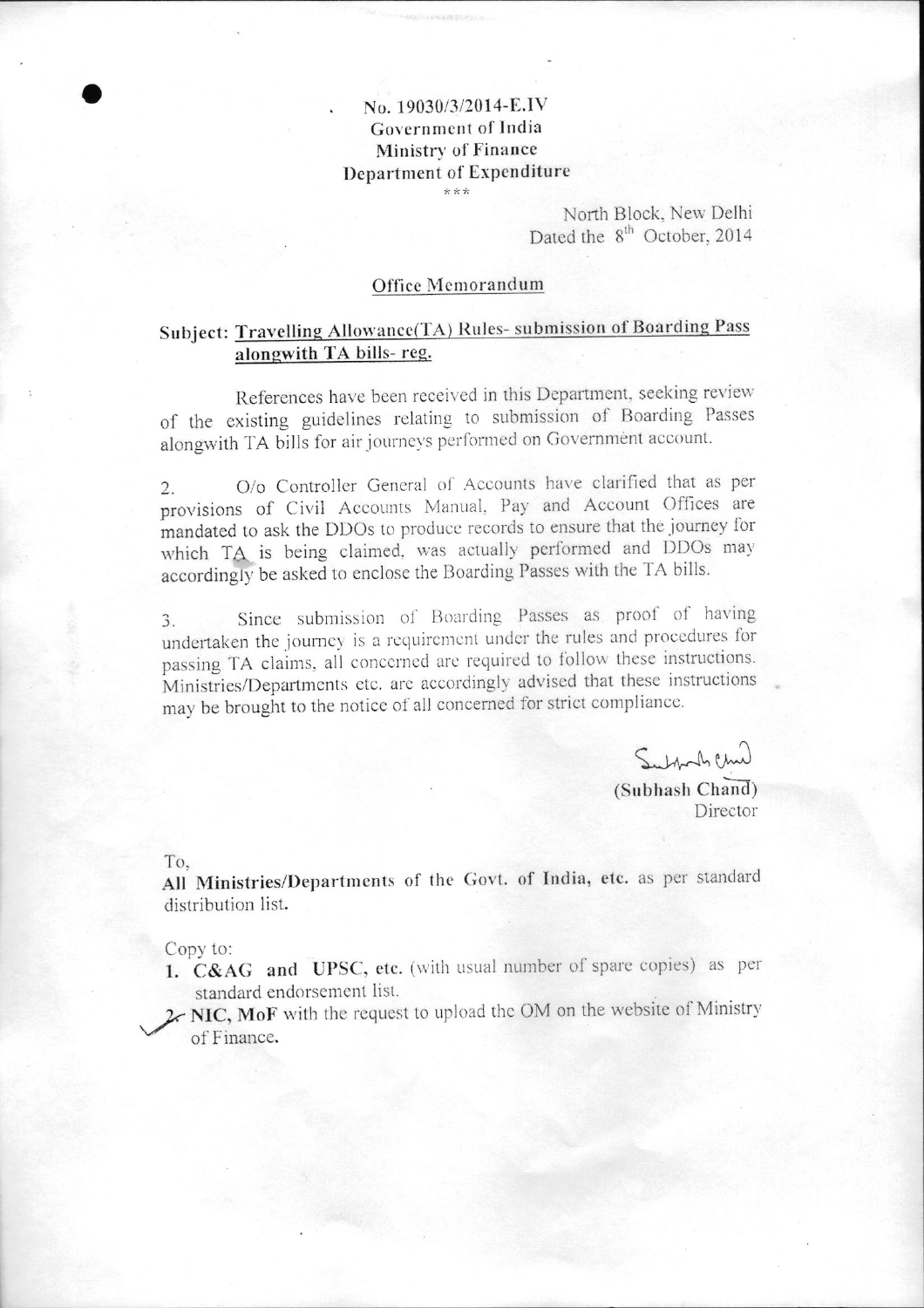No. 19030/3/2014-E.IV
Government of India
Ministry of Finance
Department of Expenditure
\*\*\*

North Block, New Delhi
Dated the 8th October, 2014

## Office Memorandum

**Subject: Travelling Allowance(TA) Rules- submission of Boarding Pass alongwith TA bills- reg.**

References have been received in this Department, seeking review of the existing guidelines relating to submission of Boarding Passes alongwith TA bills for air journeys performed on Government account.

2. O/o Controller General of Accounts have clarified that as per provisions of Civil Accounts Manual, Pay and Account Offices are mandated to ask the DDOs to produce records to ensure that the journey for which TA is being claimed, was actually performed and DDOs may accordingly be asked to enclose the Boarding Passes with the TA bills.

3. Since submission of Boarding Passes as proof of having undertaken the journey is a requirement under the rules and procedures for passing TA claims, all concerned are required to follow these instructions. Ministries/Departments etc. are accordingly advised that these instructions may be brought to the notice of all concerned for strict compliance.

(Subhash Chand)
Director

To,
**All Ministries/Departments of the Govt. of India, etc.** as per standard distribution list.

Copy to:
1. **C&AG and UPSC, etc.** (with usual number of spare copies) as per standard endorsement list.
2. **NIC, MoF** with the request to upload the OM on the website of Ministry of Finance.